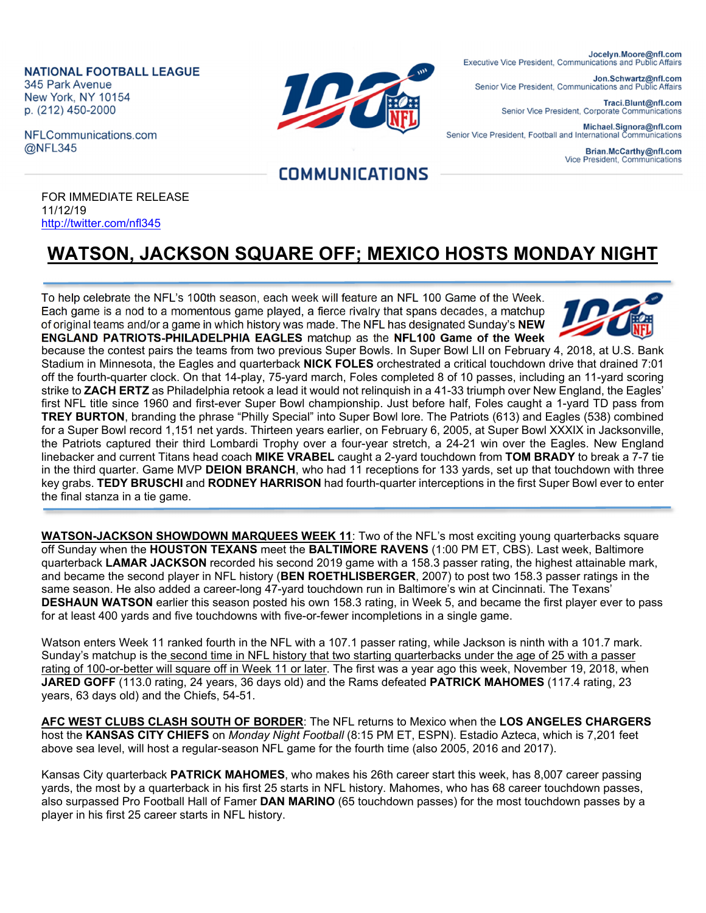**NATIONAL FOOTBALL LEAGUE**
345 Park Avenue
New York, NY 10154
p. (212) 450-2000

NFLCommunications.com
@NFL345

**COMMUNICATIONS**

**Jocelyn.Moore@nfl.com**
Executive Vice President, Communications and Public Affairs

**Jon.Schwartz@nfl.com**
Senior Vice President, Communications and Public Affairs

**Traci.Blunt@nfl.com**
Senior Vice President, Corporate Communications

**Michael.Signora@nfl.com**
Senior Vice President, Football and International Communications

**Brian.McCarthy@nfl.com**
Vice President, Communications

FOR IMMEDIATE RELEASE
11/12/19
http://twitter.com/nfl345

# WATSON, JACKSON SQUARE OFF; MEXICO HOSTS MONDAY NIGHT

To help celebrate the NFL's 100th season, each week will feature an NFL 100 Game of the Week. Each game is a nod to a momentous game played, a fierce rivalry that spans decades, a matchup of original teams and/or a game in which history was made. The NFL has designated Sunday's **NEW ENGLAND PATRIOTS-PHILADELPHIA EAGLES** matchup as the **NFL100 Game of the Week** because the contest pairs the teams from two previous Super Bowls. In Super Bowl LII on February 4, 2018, at U.S. Bank Stadium in Minnesota, the Eagles and quarterback **NICK FOLES** orchestrated a critical touchdown drive that drained 7:01 off the fourth-quarter clock. On that 14-play, 75-yard march, Foles completed 8 of 10 passes, including an 11-yard scoring strike to **ZACH ERTZ** as Philadelphia retook a lead it would not relinquish in a 41-33 triumph over New England, the Eagles' first NFL title since 1960 and first-ever Super Bowl championship. Just before half, Foles caught a 1-yard TD pass from **TREY BURTON**, branding the phrase "Philly Special" into Super Bowl lore. The Patriots (613) and Eagles (538) combined for a Super Bowl record 1,151 net yards. Thirteen years earlier, on February 6, 2005, at Super Bowl XXXIX in Jacksonville, the Patriots captured their third Lombardi Trophy over a four-year stretch, a 24-21 win over the Eagles. New England linebacker and current Titans head coach **MIKE VRABEL** caught a 2-yard touchdown from **TOM BRADY** to break a 7-7 tie in the third quarter. Game MVP **DEION BRANCH**, who had 11 receptions for 133 yards, set up that touchdown with three key grabs. **TEDY BRUSCHI** and **RODNEY HARRISON** had fourth-quarter interceptions in the first Super Bowl ever to enter the final stanza in a tie game.

**WATSON-JACKSON SHOWDOWN MARQUEES WEEK 11**: Two of the NFL's most exciting young quarterbacks square off Sunday when the **HOUSTON TEXANS** meet the **BALTIMORE RAVENS** (1:00 PM ET, CBS). Last week, Baltimore quarterback **LAMAR JACKSON** recorded his second 2019 game with a 158.3 passer rating, the highest attainable mark, and became the second player in NFL history (**BEN ROETHLISBERGER**, 2007) to post two 158.3 passer ratings in the same season. He also added a career-long 47-yard touchdown run in Baltimore's win at Cincinnati. The Texans' **DESHAUN WATSON** earlier this season posted his own 158.3 rating, in Week 5, and became the first player ever to pass for at least 400 yards and five touchdowns with five-or-fewer incompletions in a single game.

Watson enters Week 11 ranked fourth in the NFL with a 107.1 passer rating, while Jackson is ninth with a 101.7 mark. Sunday's matchup is the second time in NFL history that two starting quarterbacks under the age of 25 with a passer rating of 100-or-better will square off in Week 11 or later. The first was a year ago this week, November 19, 2018, when **JARED GOFF** (113.0 rating, 24 years, 36 days old) and the Rams defeated **PATRICK MAHOMES** (117.4 rating, 23 years, 63 days old) and the Chiefs, 54-51.

**AFC WEST CLUBS CLASH SOUTH OF BORDER**: The NFL returns to Mexico when the **LOS ANGELES CHARGERS** host the **KANSAS CITY CHIEFS** on *Monday Night Football* (8:15 PM ET, ESPN). Estadio Azteca, which is 7,201 feet above sea level, will host a regular-season NFL game for the fourth time (also 2005, 2016 and 2017).

Kansas City quarterback **PATRICK MAHOMES**, who makes his 26th career start this week, has 8,007 career passing yards, the most by a quarterback in his first 25 starts in NFL history. Mahomes, who has 68 career touchdown passes, also surpassed Pro Football Hall of Famer **DAN MARINO** (65 touchdown passes) for the most touchdown passes by a player in his first 25 career starts in NFL history.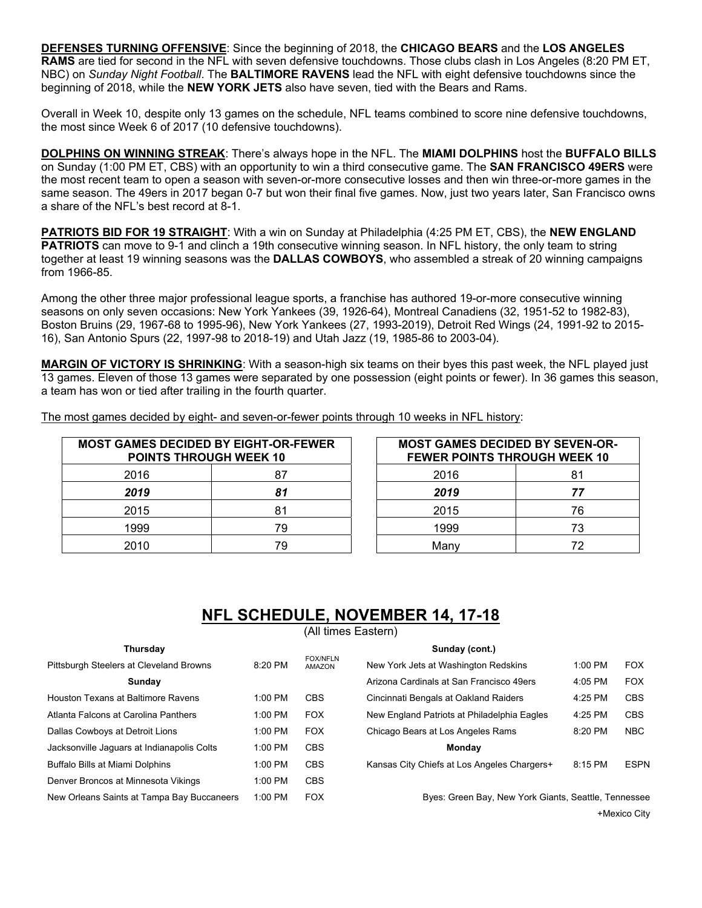**DEFENSES TURNING OFFENSIVE**: Since the beginning of 2018, the **CHICAGO BEARS** and the **LOS ANGELES RAMS** are tied for second in the NFL with seven defensive touchdowns. Those clubs clash in Los Angeles (8:20 PM ET, NBC) on *Sunday Night Football*. The **BALTIMORE RAVENS** lead the NFL with eight defensive touchdowns since the beginning of 2018, while the **NEW YORK JETS** also have seven, tied with the Bears and Rams.

Overall in Week 10, despite only 13 games on the schedule, NFL teams combined to score nine defensive touchdowns, the most since Week 6 of 2017 (10 defensive touchdowns).

**DOLPHINS ON WINNING STREAK**: There's always hope in the NFL. The **MIAMI DOLPHINS** host the **BUFFALO BILLS** on Sunday (1:00 PM ET, CBS) with an opportunity to win a third consecutive game. The **SAN FRANCISCO 49ERS** were the most recent team to open a season with seven-or-more consecutive losses and then win three-or-more games in the same season. The 49ers in 2017 began 0-7 but won their final five games. Now, just two years later, San Francisco owns a share of the NFL's best record at 8-1.

**PATRIOTS BID FOR 19 STRAIGHT**: With a win on Sunday at Philadelphia (4:25 PM ET, CBS), the **NEW ENGLAND PATRIOTS** can move to 9-1 and clinch a 19th consecutive winning season. In NFL history, the only team to string together at least 19 winning seasons was the **DALLAS COWBOYS**, who assembled a streak of 20 winning campaigns from 1966-85.

Among the other three major professional league sports, a franchise has authored 19-or-more consecutive winning seasons on only seven occasions: New York Yankees (39, 1926-64), Montreal Canadiens (32, 1951-52 to 1982-83), Boston Bruins (29, 1967-68 to 1995-96), New York Yankees (27, 1993-2019), Detroit Red Wings (24, 1991-92 to 2015-16), San Antonio Spurs (22, 1997-98 to 2018-19) and Utah Jazz (19, 1985-86 to 2003-04).

**MARGIN OF VICTORY IS SHRINKING**: With a season-high six teams on their byes this past week, the NFL played just 13 games. Eleven of those 13 games were separated by one possession (eight points or fewer). In 36 games this season, a team has won or tied after trailing in the fourth quarter.

The most games decided by eight- and seven-or-fewer points through 10 weeks in NFL history:

| MOST GAMES DECIDED BY EIGHT-OR-FEWER POINTS THROUGH WEEK 10 | |
|---|---|
| 2016 | 87 |
| ***2019*** | ***81*** |
| 2015 | 81 |
| 1999 | 79 |
| 2010 | 79 |

| MOST GAMES DECIDED BY SEVEN-OR-FEWER POINTS THROUGH WEEK 10 | |
|---|---|
| 2016 | 81 |
| ***2019*** | ***77*** |
| 2015 | 76 |
| 1999 | 73 |
| Many | 72 |

## NFL SCHEDULE, NOVEMBER 14, 17-18

(All times Eastern)

| Game | Time | Network |
|---|---|---|
| **Thursday** | | |
| Pittsburgh Steelers at Cleveland Browns | 8:20 PM | FOX/NFLN AMAZON |
| **Sunday** | | |
| Houston Texans at Baltimore Ravens | 1:00 PM | CBS |
| Atlanta Falcons at Carolina Panthers | 1:00 PM | FOX |
| Dallas Cowboys at Detroit Lions | 1:00 PM | FOX |
| Jacksonville Jaguars at Indianapolis Colts | 1:00 PM | CBS |
| Buffalo Bills at Miami Dolphins | 1:00 PM | CBS |
| Denver Broncos at Minnesota Vikings | 1:00 PM | CBS |
| New Orleans Saints at Tampa Bay Buccaneers | 1:00 PM | FOX |
| **Sunday (cont.)** | | |
| New York Jets at Washington Redskins | 1:00 PM | FOX |
| Arizona Cardinals at San Francisco 49ers | 4:05 PM | FOX |
| Cincinnati Bengals at Oakland Raiders | 4:25 PM | CBS |
| New England Patriots at Philadelphia Eagles | 4:25 PM | CBS |
| Chicago Bears at Los Angeles Rams | 8:20 PM | NBC |
| **Monday** | | |
| Kansas City Chiefs at Los Angeles Chargers+ | 8:15 PM | ESPN |

Byes: Green Bay, New York Giants, Seattle, Tennessee

+Mexico City